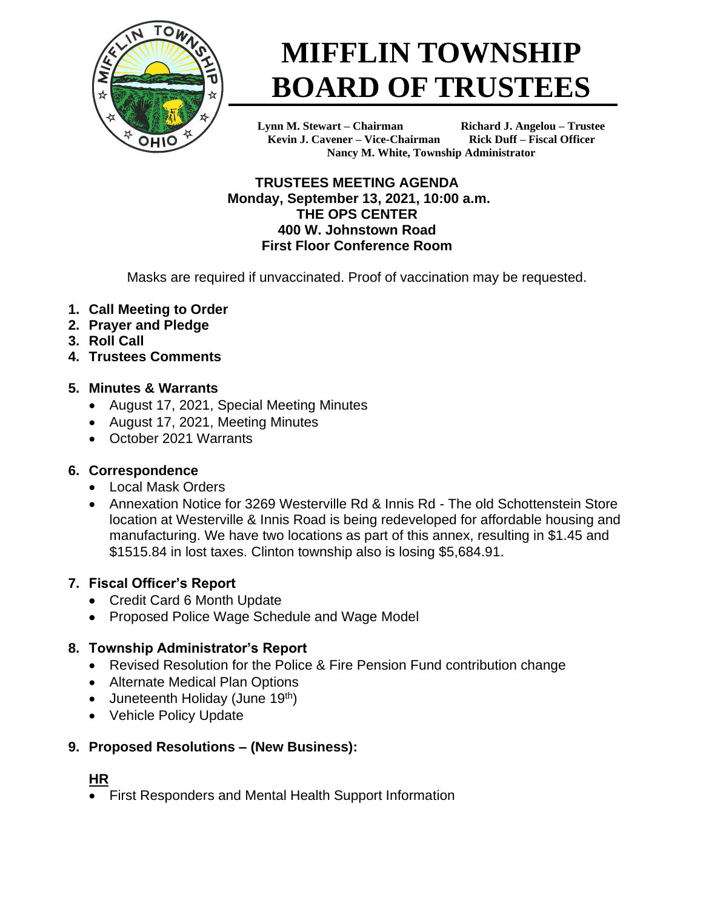# MIFFLIN TOWNSHIP BOARD OF TRUSTEES

**Lynn M. Stewart – Chairman** **Richard J. Angelou – Trustee**
**Kevin J. Cavener – Vice-Chairman** **Rick Duff – Fiscal Officer**
**Nancy M. White, Township Administrator**

**TRUSTEES MEETING AGENDA**
**Monday, September 13, 2021, 10:00 a.m.**
**THE OPS CENTER**
**400 W. Johnstown Road**
**First Floor Conference Room**

Masks are required if unvaccinated. Proof of vaccination may be requested.

1. **Call Meeting to Order**
2. **Prayer and Pledge**
3. **Roll Call**
4. **Trustees Comments**

5. **Minutes & Warrants**
   - August 17, 2021, Special Meeting Minutes
   - August 17, 2021, Meeting Minutes
   - October 2021 Warrants

6. **Correspondence**
   - Local Mask Orders
   - Annexation Notice for 3269 Westerville Rd & Innis Rd - The old Schottenstein Store location at Westerville & Innis Road is being redeveloped for affordable housing and manufacturing. We have two locations as part of this annex, resulting in $1.45 and $1515.84 in lost taxes. Clinton township also is losing $5,684.91.

7. **Fiscal Officer's Report**
   - Credit Card 6 Month Update
   - Proposed Police Wage Schedule and Wage Model

8. **Township Administrator's Report**
   - Revised Resolution for the Police & Fire Pension Fund contribution change
   - Alternate Medical Plan Options
   - Juneteenth Holiday (June 19th)
   - Vehicle Policy Update

9. **Proposed Resolutions – (New Business):**

**HR**

- First Responders and Mental Health Support Information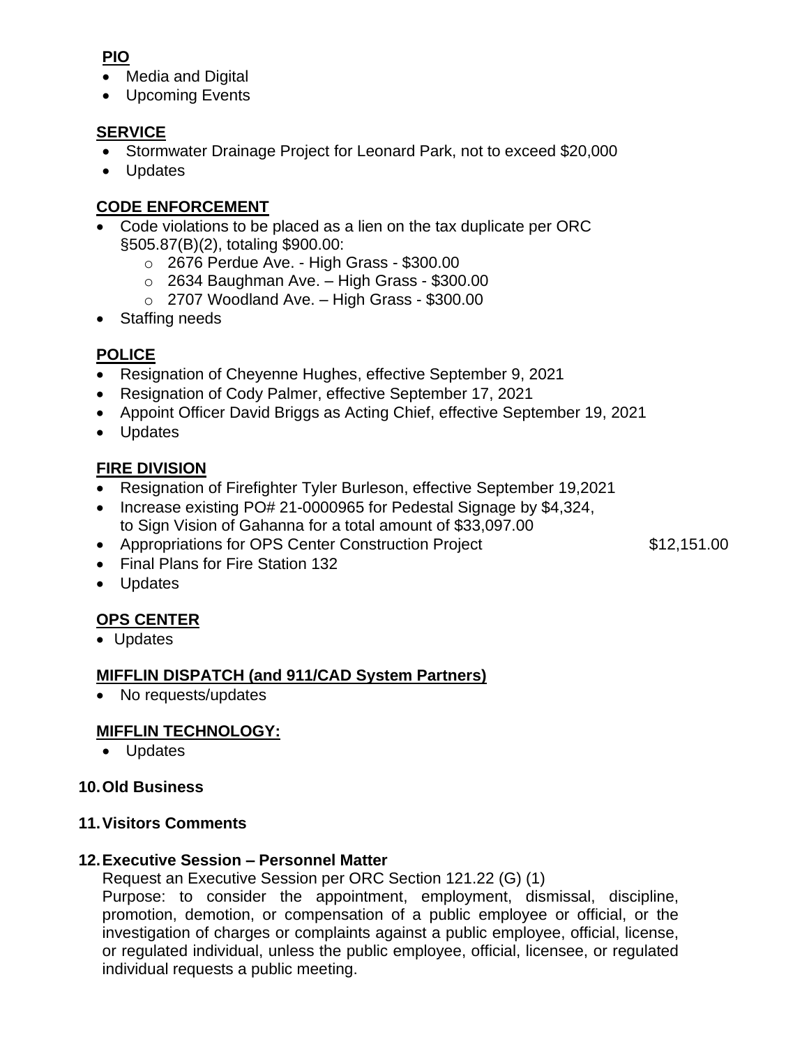**PIO**

- Media and Digital
- Upcoming Events

**SERVICE**

- Stormwater Drainage Project for Leonard Park, not to exceed $20,000
- Updates

**CODE ENFORCEMENT**

- Code violations to be placed as a lien on the tax duplicate per ORC §505.87(B)(2), totaling $900.00:
  - 2676 Perdue Ave. - High Grass - $300.00
  - 2634 Baughman Ave. – High Grass - $300.00
  - 2707 Woodland Ave. – High Grass - $300.00
- Staffing needs

**POLICE**

- Resignation of Cheyenne Hughes, effective September 9, 2021
- Resignation of Cody Palmer, effective September 17, 2021
- Appoint Officer David Briggs as Acting Chief, effective September 19, 2021
- Updates

**FIRE DIVISION**

- Resignation of Firefighter Tyler Burleson, effective September 19,2021
- Increase existing PO# 21-0000965 for Pedestal Signage by $4,324, to Sign Vision of Gahanna for a total amount of $33,097.00
- Appropriations for OPS Center Construction Project $12,151.00
- Final Plans for Fire Station 132
- Updates

**OPS CENTER**

- Updates

**MIFFLIN DISPATCH (and 911/CAD System Partners)**

- No requests/updates

**MIFFLIN TECHNOLOGY:**

- Updates

**10. Old Business**

**11. Visitors Comments**

**12. Executive Session – Personnel Matter**

Request an Executive Session per ORC Section 121.22 (G) (1)

Purpose: to consider the appointment, employment, dismissal, discipline, promotion, demotion, or compensation of a public employee or official, or the investigation of charges or complaints against a public employee, official, license, or regulated individual, unless the public employee, official, licensee, or regulated individual requests a public meeting.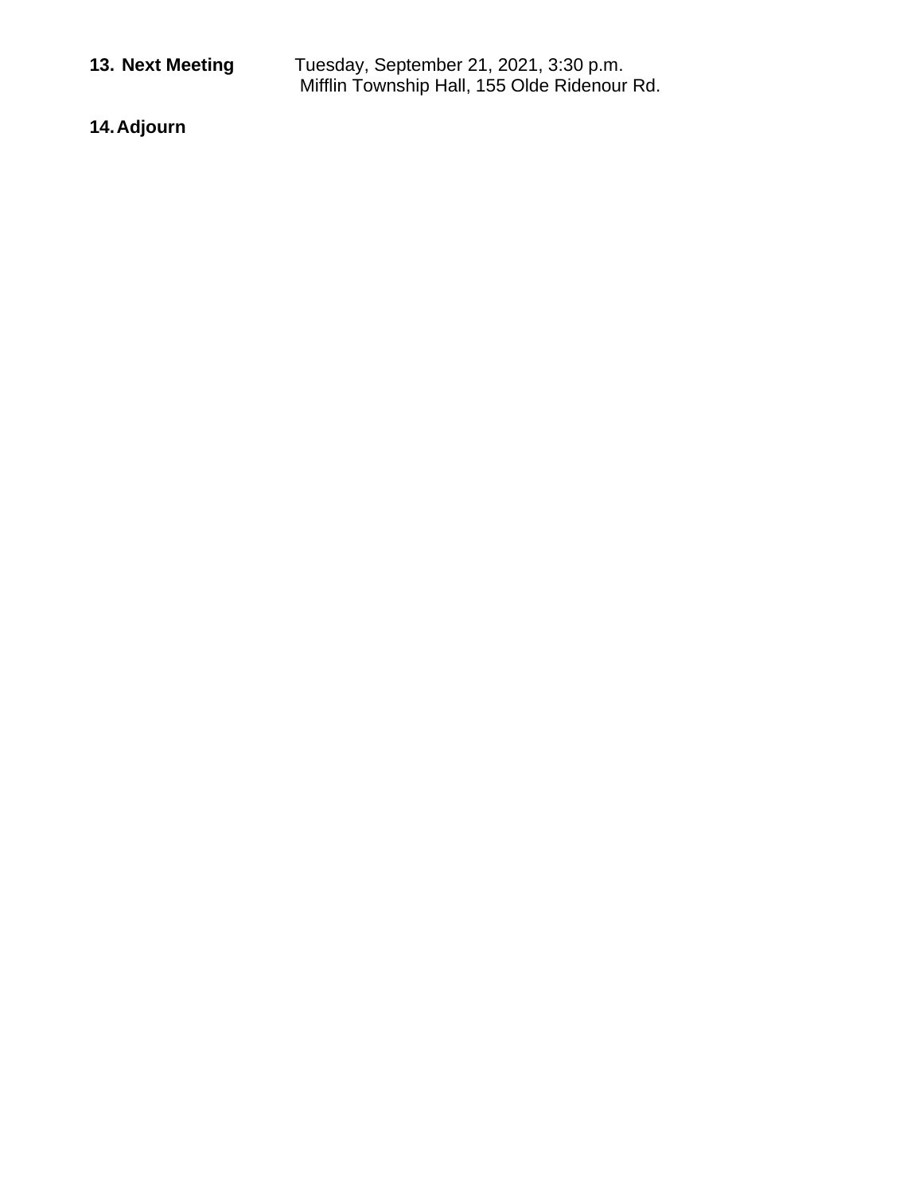**13. Next Meeting** Tuesday, September 21, 2021, 3:30 p.m.
Mifflin Township Hall, 155 Olde Ridenour Rd.

**14. Adjourn**